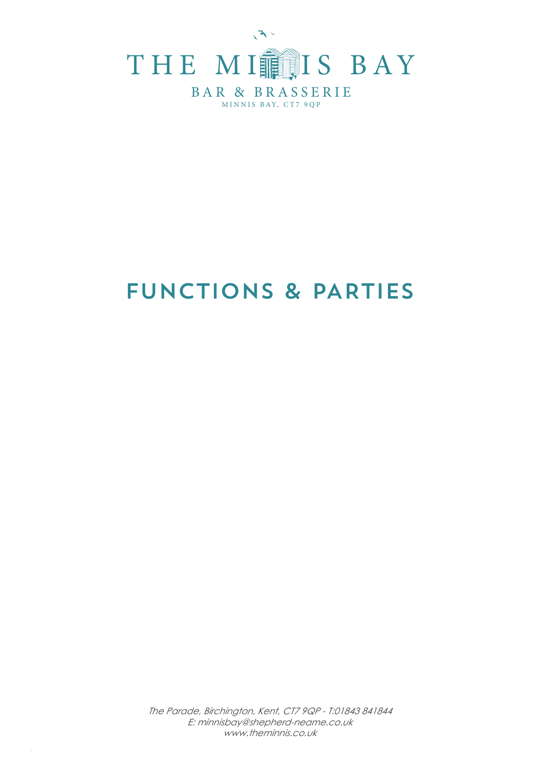# THE MINNIS BAY

BAR & BRASSERIE

MINNIS BAY, CT7 9QP

# FUNCTIONS & PARTIES

*The Parade, Birchington, Kent, CT7 9QP - T:01843 841844*
*E: minnisbay@shepherd-neame.co.uk*
*www.theminnis.co.uk*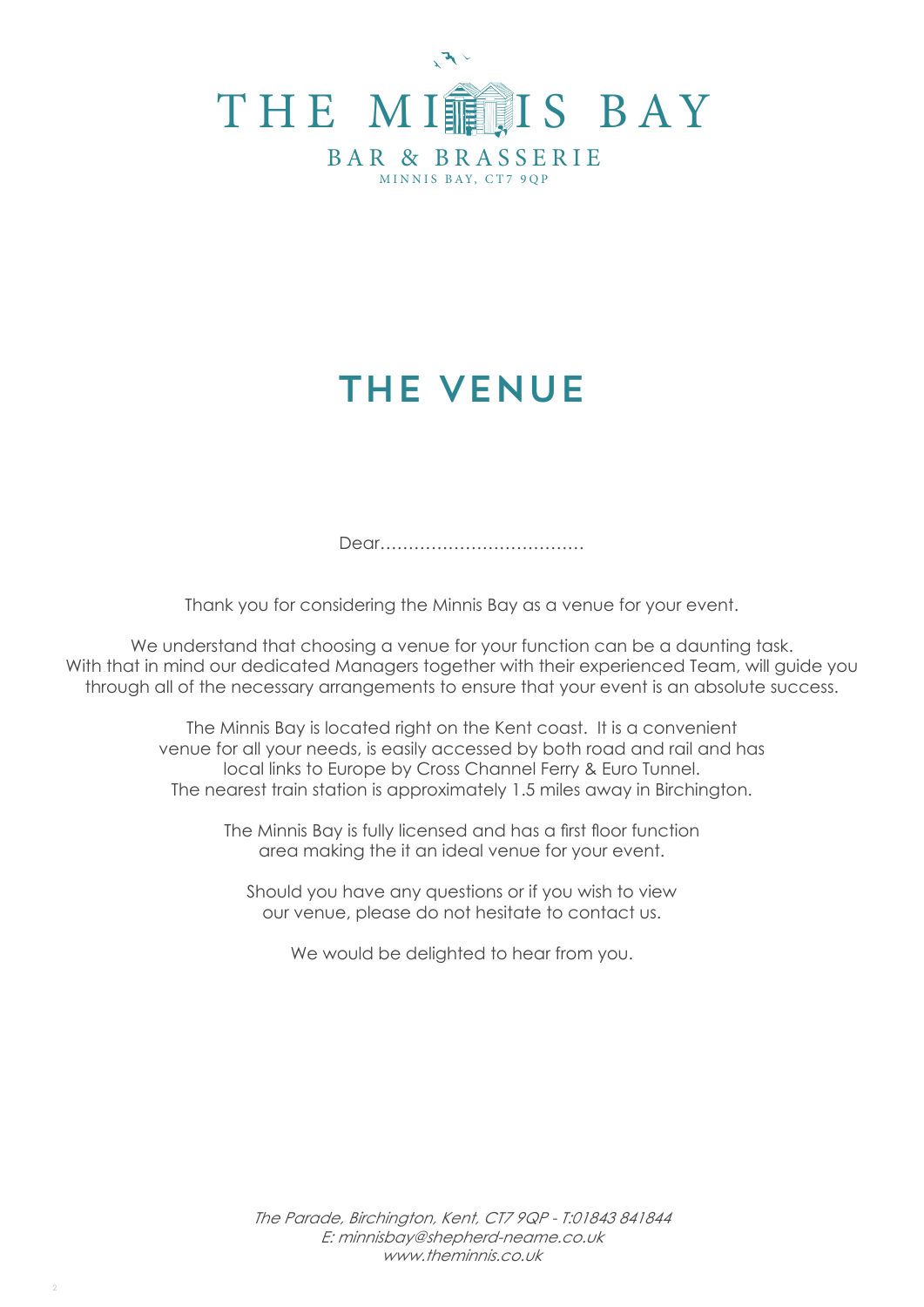# THE MINNIS BAY

BAR & BRASSERIE

MINNIS BAY, CT7 9QP

## THE VENUE

Dear……………………………….

Thank you for considering the Minnis Bay as a venue for your event.

We understand that choosing a venue for your function can be a daunting task. With that in mind our dedicated Managers together with their experienced Team, will guide you through all of the necessary arrangements to ensure that your event is an absolute success.

The Minnis Bay is located right on the Kent coast. It is a convenient venue for all your needs, is easily accessed by both road and rail and has local links to Europe by Cross Channel Ferry & Euro Tunnel. The nearest train station is approximately 1.5 miles away in Birchington.

The Minnis Bay is fully licensed and has a first floor function area making the it an ideal venue for your event.

Should you have any questions or if you wish to view our venue, please do not hesitate to contact us.

We would be delighted to hear from you.

*The Parade, Birchington, Kent, CT7 9QP - T:01843 841844*
*E: minnisbay@shepherd-neame.co.uk*
*www.theminnis.co.uk*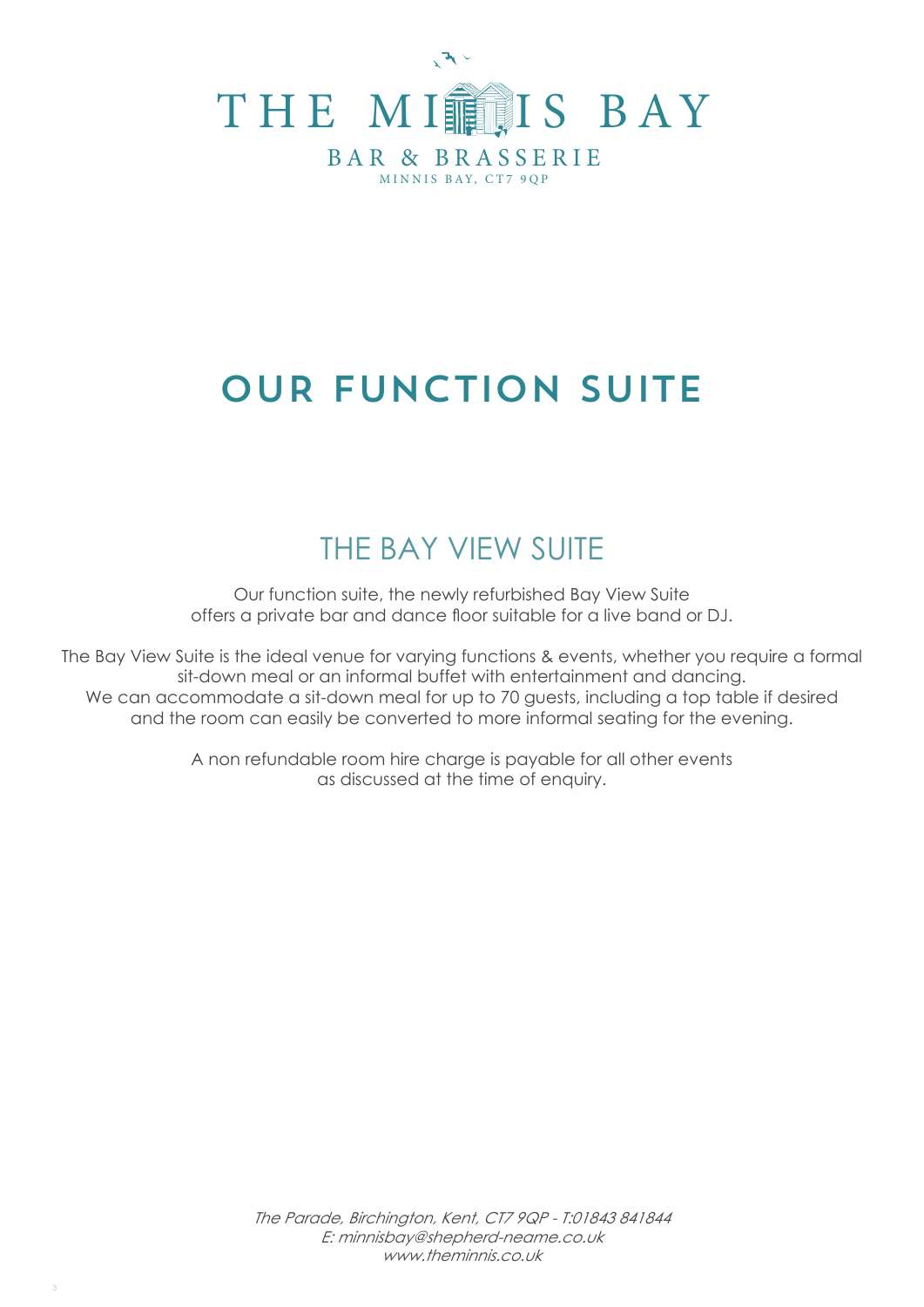# THE MINNIS BAY

BAR & BRASSERIE

MINNIS BAY, CT7 9QP

# OUR FUNCTION SUITE

## THE BAY VIEW SUITE

Our function suite, the newly refurbished Bay View Suite offers a private bar and dance floor suitable for a live band or DJ.

The Bay View Suite is the ideal venue for varying functions & events, whether you require a formal sit-down meal or an informal buffet with entertainment and dancing. We can accommodate a sit-down meal for up to 70 guests, including a top table if desired and the room can easily be converted to more informal seating for the evening.

A non refundable room hire charge is payable for all other events as discussed at the time of enquiry.

*The Parade, Birchington, Kent, CT7 9QP - T:01843 841844*
*E: minnisbay@shepherd-neame.co.uk*
*www.theminnis.co.uk*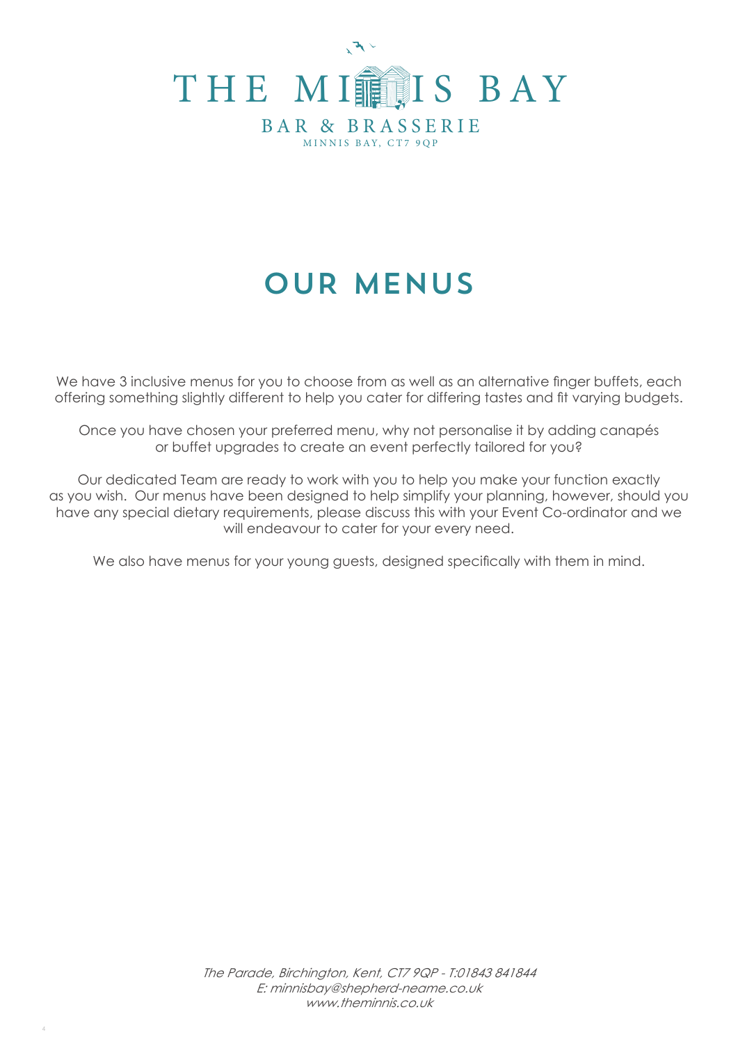# THE MINNIS BAY

BAR & BRASSERIE

MINNIS BAY, CT7 9QP

## OUR MENUS

We have 3 inclusive menus for you to choose from as well as an alternative finger buffets, each offering something slightly different to help you cater for differing tastes and fit varying budgets.

Once you have chosen your preferred menu, why not personalise it by adding canapés or buffet upgrades to create an event perfectly tailored for you?

Our dedicated Team are ready to work with you to help you make your function exactly as you wish. Our menus have been designed to help simplify your planning, however, should you have any special dietary requirements, please discuss this with your Event Co-ordinator and we will endeavour to cater for your every need.

We also have menus for your young guests, designed specifically with them in mind.

*The Parade, Birchington, Kent, CT7 9QP - T:01843 841844*
*E: minnisbay@shepherd-neame.co.uk*
*www.theminnis.co.uk*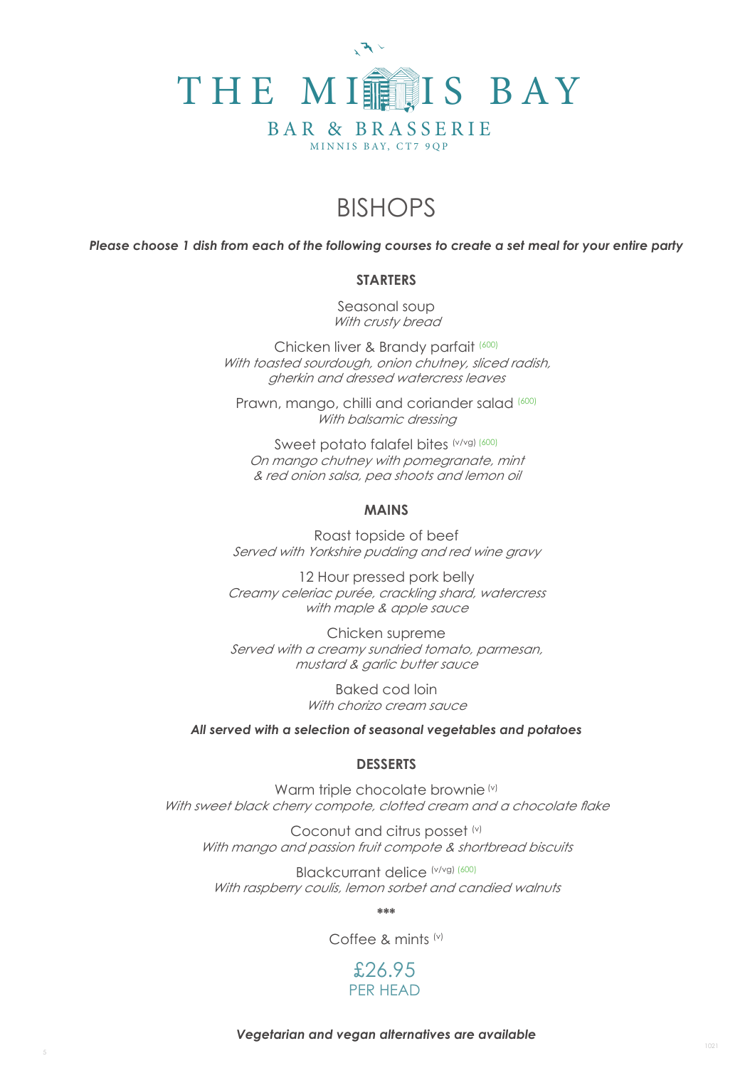# THE MINNIS BAY

## BAR & BRASSERIE

MINNIS BAY, CT7 9QP

## BISHOPS

***Please choose 1 dish from each of the following courses to create a set meal for your entire party***

### STARTERS

Seasonal soup
*With crusty bread*

Chicken liver & Brandy parfait (600)
*With toasted sourdough, onion chutney, sliced radish, gherkin and dressed watercress leaves*

Prawn, mango, chilli and coriander salad (600)
*With balsamic dressing*

Sweet potato falafel bites (v/vg) (600)
*On mango chutney with pomegranate, mint & red onion salsa, pea shoots and lemon oil*

### MAINS

Roast topside of beef
*Served with Yorkshire pudding and red wine gravy*

12 Hour pressed pork belly
*Creamy celeriac purée, crackling shard, watercress with maple & apple sauce*

Chicken supreme
*Served with a creamy sundried tomato, parmesan, mustard & garlic butter sauce*

Baked cod loin
*With chorizo cream sauce*

***All served with a selection of seasonal vegetables and potatoes***

### DESSERTS

Warm triple chocolate brownie (v)
*With sweet black cherry compote, clotted cream and a chocolate flake*

Coconut and citrus posset (v)
*With mango and passion fruit compote & shortbread biscuits*

Blackcurrant delice (v/vg) (600)
*With raspberry coulis, lemon sorbet and candied walnuts*

***

Coffee & mints (v)

£26.95
PER HEAD

***Vegetarian and vegan alternatives are available***

1021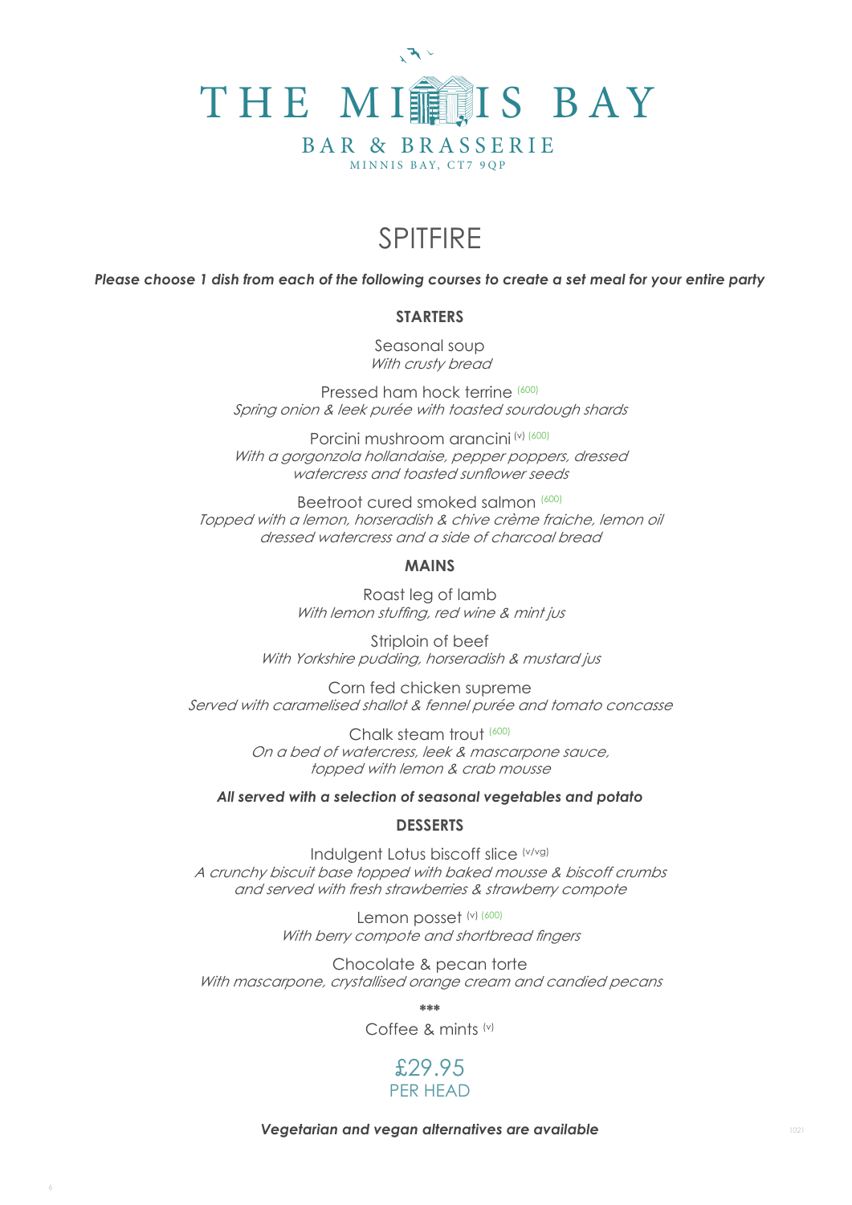# THE MINNIS BAY

BAR & BRASSERIE

MINNIS BAY, CT7 9QP

## SPITFIRE

***Please choose 1 dish from each of the following courses to create a set meal for your entire party***

### STARTERS

Seasonal soup
*With crusty bread*

Pressed ham hock terrine (600)
*Spring onion & leek purée with toasted sourdough shards*

Porcini mushroom arancini (v) (600)
*With a gorgonzola hollandaise, pepper poppers, dressed watercress and toasted sunflower seeds*

Beetroot cured smoked salmon (600)
*Topped with a lemon, horseradish & chive crème fraiche, lemon oil dressed watercress and a side of charcoal bread*

### MAINS

Roast leg of lamb
*With lemon stuffing, red wine & mint jus*

Striploin of beef
*With Yorkshire pudding, horseradish & mustard jus*

Corn fed chicken supreme
*Served with caramelised shallot & fennel purée and tomato concasse*

Chalk steam trout (600)
*On a bed of watercress, leek & mascarpone sauce, topped with lemon & crab mousse*

***All served with a selection of seasonal vegetables and potato***

### DESSERTS

Indulgent Lotus biscoff slice (v/vg)
*A crunchy biscuit base topped with baked mousse & biscoff crumbs and served with fresh strawberries & strawberry compote*

Lemon posset (v) (600)
*With berry compote and shortbread fingers*

Chocolate & pecan torte
*With mascarpone, crystallised orange cream and candied pecans*

\*\*\*

Coffee & mints (v)

£29.95
PER HEAD

***Vegetarian and vegan alternatives are available***

1021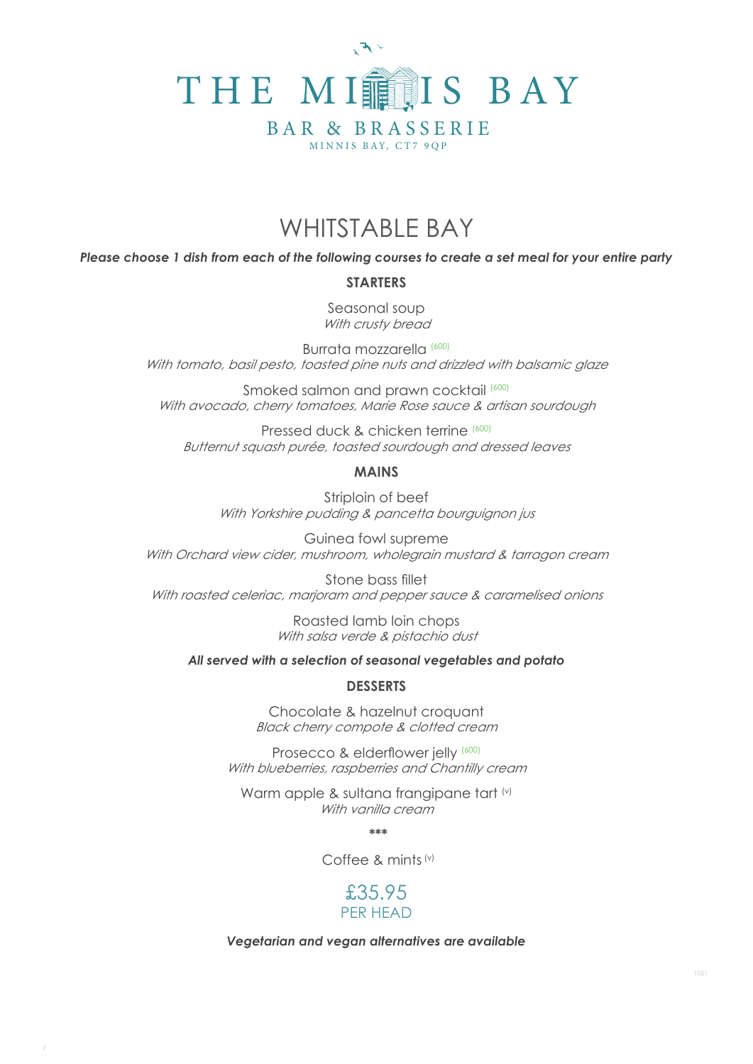# THE MINNIS BAY

## BAR & BRASSERIE

MINNIS BAY, CT7 9QP

# WHITSTABLE BAY

***Please choose 1 dish from each of the following courses to create a set meal for your entire party***

### STARTERS

Seasonal soup
*With crusty bread*

Burrata mozzarella (600)
*With tomato, basil pesto, toasted pine nuts and drizzled with balsamic glaze*

Smoked salmon and prawn cocktail (600)
*With avocado, cherry tomatoes, Marie Rose sauce & artisan sourdough*

Pressed duck & chicken terrine (600)
*Butternut squash purée, toasted sourdough and dressed leaves*

### MAINS

Striploin of beef
*With Yorkshire pudding & pancetta bourguignon jus*

Guinea fowl supreme
*With Orchard view cider, mushroom, wholegrain mustard & tarragon cream*

Stone bass fillet
*With roasted celeriac, marjoram and pepper sauce & caramelised onions*

Roasted lamb loin chops
*With salsa verde & pistachio dust*

***All served with a selection of seasonal vegetables and potato***

### DESSERTS

Chocolate & hazelnut croquant
*Black cherry compote & clotted cream*

Prosecco & elderflower jelly (600)
*With blueberries, raspberries and Chantilly cream*

Warm apple & sultana frangipane tart (v)
*With vanilla cream*

***

Coffee & mints (v)

£35.95
PER HEAD

***Vegetarian and vegan alternatives are available***

1021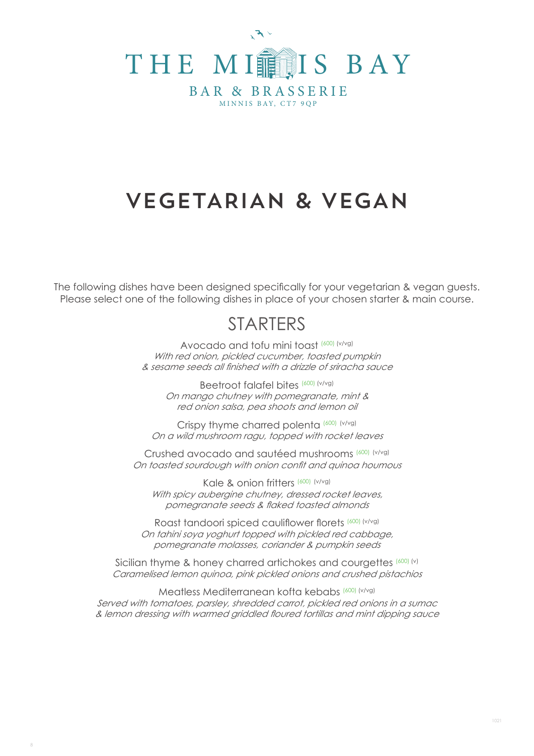# THE MINNIS BAY

## BAR & BRASSERIE

MINNIS BAY, CT7 9QP

# VEGETARIAN & VEGAN

The following dishes have been designed specifically for your vegetarian & vegan guests. Please select one of the following dishes in place of your chosen starter & main course.

## STARTERS

Avocado and tofu mini toast (600) (v/vg)
*With red onion, pickled cucumber, toasted pumpkin & sesame seeds all finished with a drizzle of sriracha sauce*

Beetroot falafel bites (600) (v/vg)
*On mango chutney with pomegranate, mint & red onion salsa, pea shoots and lemon oil*

Crispy thyme charred polenta (600) (v/vg)
*On a wild mushroom ragu, topped with rocket leaves*

Crushed avocado and sautéed mushrooms (600) (v/vg)
*On toasted sourdough with onion confit and quinoa houmous*

Kale & onion fritters (600) (v/vg)
*With spicy aubergine chutney, dressed rocket leaves, pomegranate seeds & flaked toasted almonds*

Roast tandoori spiced cauliflower florets (600) (v/vg)
*On tahini soya yoghurt topped with pickled red cabbage, pomegranate molasses, coriander & pumpkin seeds*

Sicilian thyme & honey charred artichokes and courgettes (600) (v)
*Caramelised lemon quinoa, pink pickled onions and crushed pistachios*

Meatless Mediterranean kofta kebabs (600) (v/vg)
*Served with tomatoes, parsley, shredded carrot, pickled red onions in a sumac & lemon dressing with warmed griddled floured tortillas and mint dipping sauce*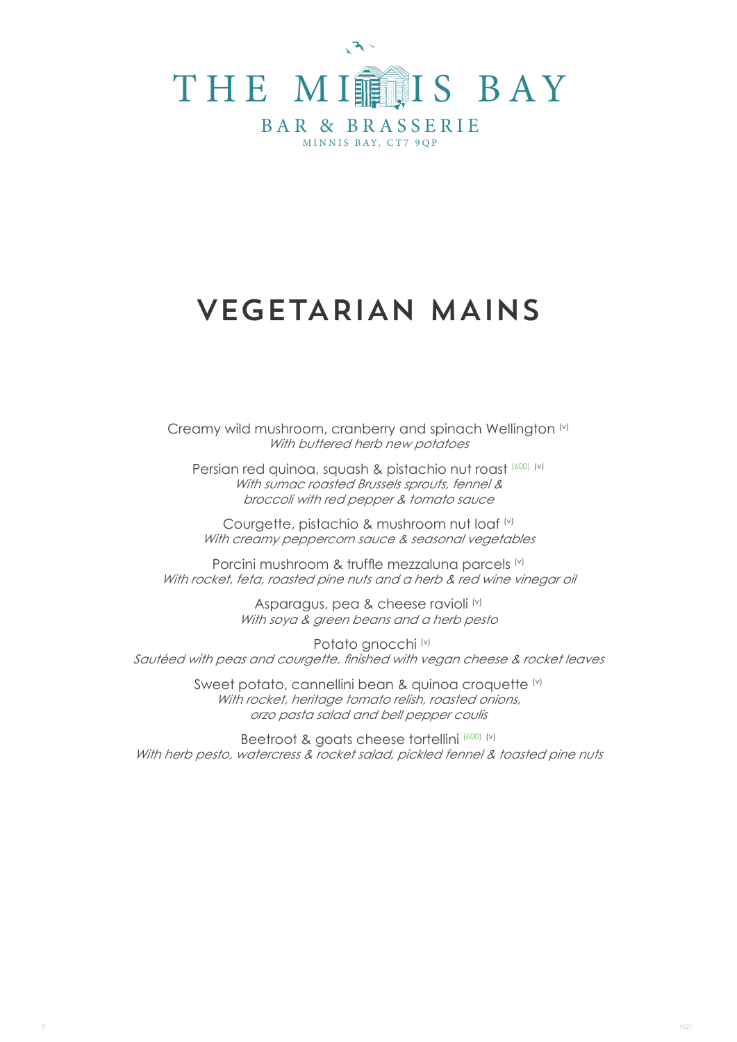# THE MINNIS BAY

BAR & BRASSERIE

MINNIS BAY, CT7 9QP

## VEGETARIAN MAINS

Creamy wild mushroom, cranberry and spinach Wellington (v)
*With buttered herb new potatoes*

Persian red quinoa, squash & pistachio nut roast (600) (v)
*With sumac roasted Brussels sprouts, fennel & broccoli with red pepper & tomato sauce*

Courgette, pistachio & mushroom nut loaf (v)
*With creamy peppercorn sauce & seasonal vegetables*

Porcini mushroom & truffle mezzaluna parcels (v)
*With rocket, feta, roasted pine nuts and a herb & red wine vinegar oil*

Asparagus, pea & cheese ravioli (v)
*With soya & green beans and a herb pesto*

Potato gnocchi (v)
*Sautéed with peas and courgette, finished with vegan cheese & rocket leaves*

Sweet potato, cannellini bean & quinoa croquette (v)
*With rocket, heritage tomato relish, roasted onions, orzo pasta salad and bell pepper coulis*

Beetroot & goats cheese tortellini (600) (v)
*With herb pesto, watercress & rocket salad, pickled fennel & toasted pine nuts*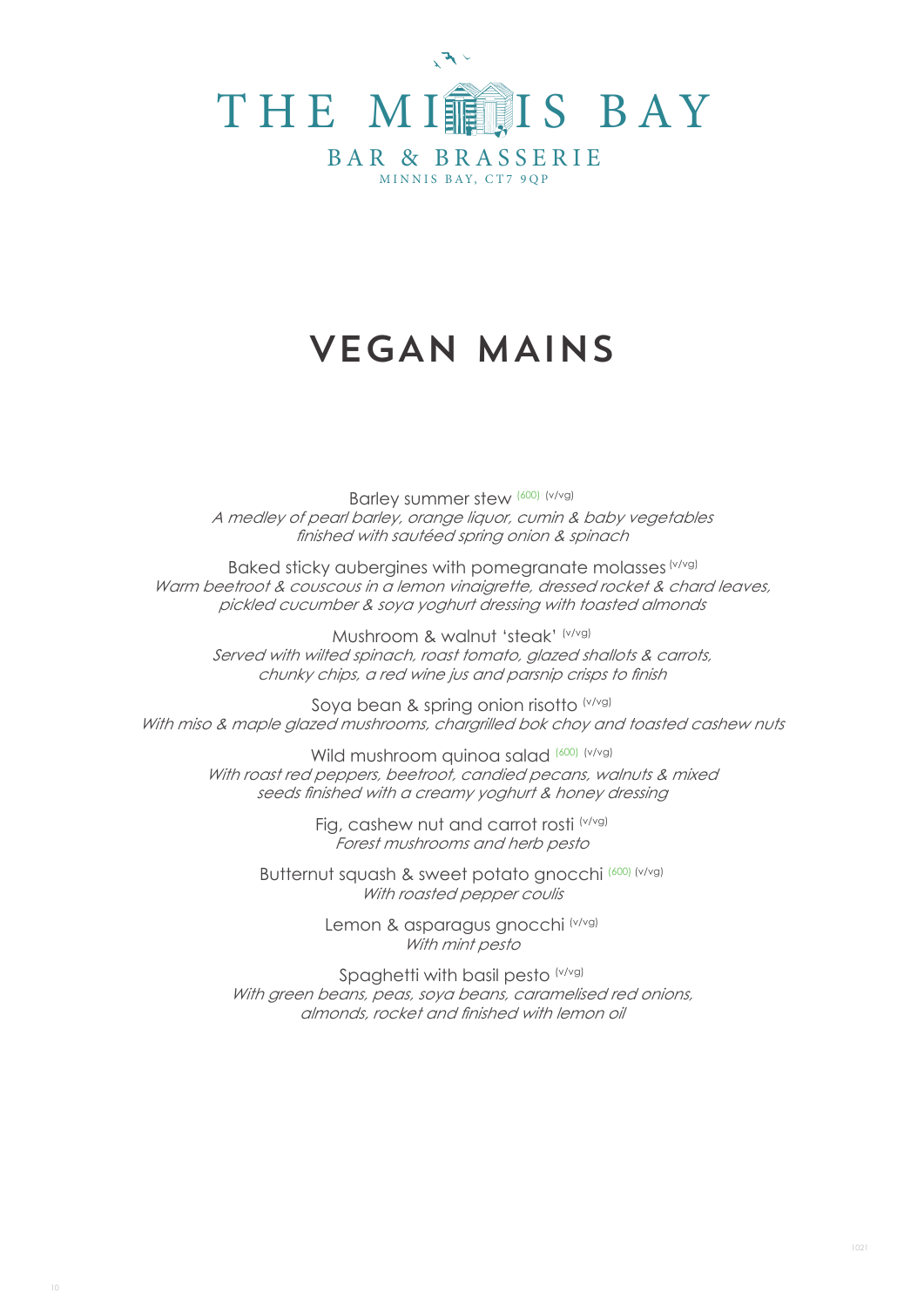# THE MINNIS BAY

BAR & BRASSERIE

MINNIS BAY, CT7 9QP

## VEGAN MAINS

Barley summer stew (600) (v/vg)
*A medley of pearl barley, orange liquor, cumin & baby vegetables finished with sautéed spring onion & spinach*

Baked sticky aubergines with pomegranate molasses (v/vg)
*Warm beetroot & couscous in a lemon vinaigrette, dressed rocket & chard leaves, pickled cucumber & soya yoghurt dressing with toasted almonds*

Mushroom & walnut 'steak' (v/vg)
*Served with wilted spinach, roast tomato, glazed shallots & carrots, chunky chips, a red wine jus and parsnip crisps to finish*

Soya bean & spring onion risotto (v/vg)
*With miso & maple glazed mushrooms, chargrilled bok choy and toasted cashew nuts*

Wild mushroom quinoa salad (600) (v/vg)
*With roast red peppers, beetroot, candied pecans, walnuts & mixed seeds finished with a creamy yoghurt & honey dressing*

Fig, cashew nut and carrot rosti (v/vg)
*Forest mushrooms and herb pesto*

Butternut squash & sweet potato gnocchi (600) (v/vg)
*With roasted pepper coulis*

Lemon & asparagus gnocchi (v/vg)
*With mint pesto*

Spaghetti with basil pesto (v/vg)
*With green beans, peas, soya beans, caramelised red onions, almonds, rocket and finished with lemon oil*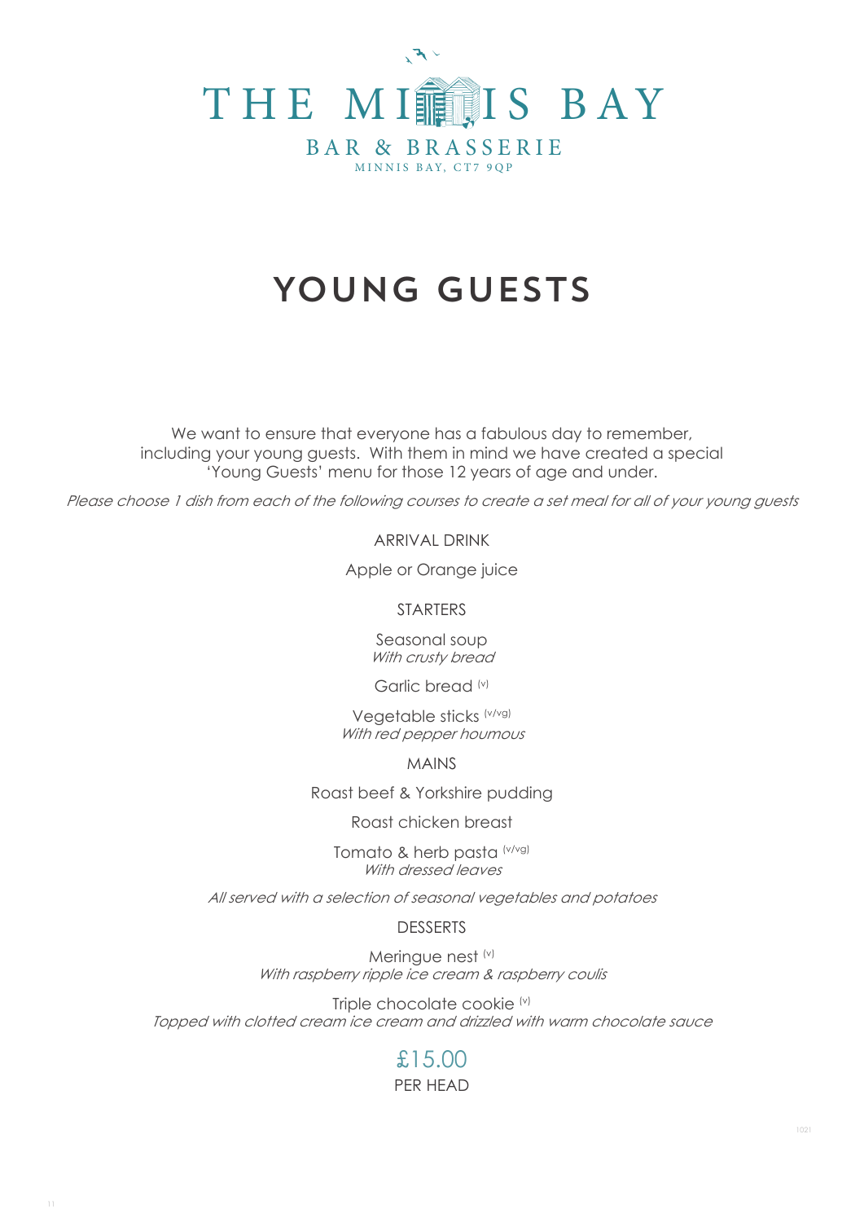# THE MINNIS BAY

BAR & BRASSERIE

MINNIS BAY, CT7 9QP

## YOUNG GUESTS

We want to ensure that everyone has a fabulous day to remember, including your young guests. With them in mind we have created a special 'Young Guests' menu for those 12 years of age and under.

*Please choose 1 dish from each of the following courses to create a set meal for all of your young guests*

### ARRIVAL DRINK

Apple or Orange juice

### STARTERS

Seasonal soup
*With crusty bread*

Garlic bread (v)

Vegetable sticks (v/vg)
*With red pepper houmous*

### MAINS

Roast beef & Yorkshire pudding

Roast chicken breast

Tomato & herb pasta (v/vg)
*With dressed leaves*

*All served with a selection of seasonal vegetables and potatoes*

### DESSERTS

Meringue nest (v)
*With raspberry ripple ice cream & raspberry coulis*

Triple chocolate cookie (v)
*Topped with clotted cream ice cream and drizzled with warm chocolate sauce*

£15.00
PER HEAD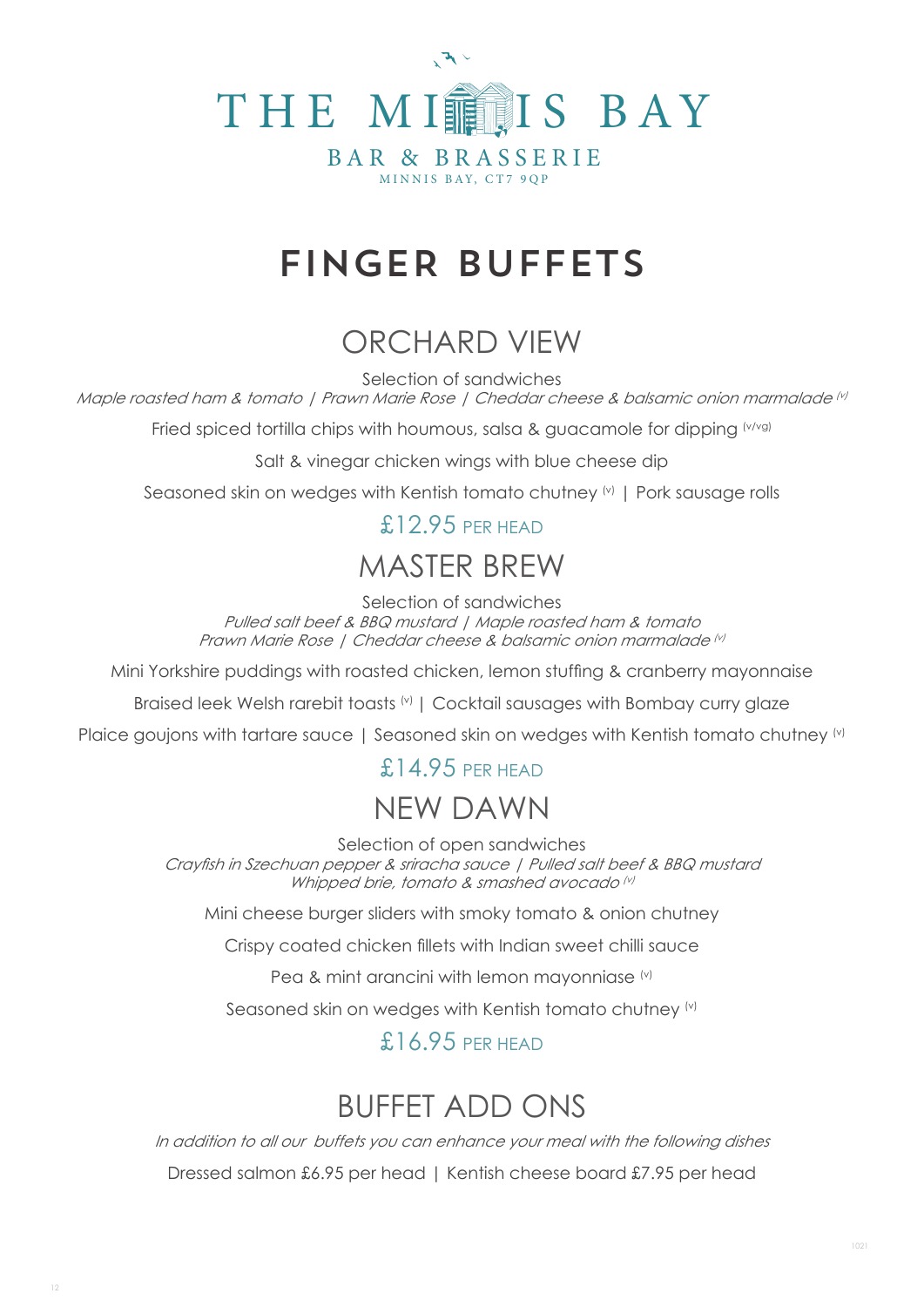# THE MINNIS BAY

BAR & BRASSERIE

MINNIS BAY, CT7 9QP

# FINGER BUFFETS

## ORCHARD VIEW

Selection of sandwiches

*Maple roasted ham & tomato | Prawn Marie Rose | Cheddar cheese & balsamic onion marmalade (v)*

Fried spiced tortilla chips with houmous, salsa & guacamole for dipping (v/vg)

Salt & vinegar chicken wings with blue cheese dip

Seasoned skin on wedges with Kentish tomato chutney (v) | Pork sausage rolls

£12.95 PER HEAD

## MASTER BREW

Selection of sandwiches

*Pulled salt beef & BBQ mustard | Maple roasted ham & tomato*
*Prawn Marie Rose | Cheddar cheese & balsamic onion marmalade (v)*

Mini Yorkshire puddings with roasted chicken, lemon stuffing & cranberry mayonnaise

Braised leek Welsh rarebit toasts (v) | Cocktail sausages with Bombay curry glaze

Plaice goujons with tartare sauce | Seasoned skin on wedges with Kentish tomato chutney (v)

£14.95 PER HEAD

## NEW DAWN

Selection of open sandwiches

*Crayfish in Szechuan pepper & sriracha sauce | Pulled salt beef & BBQ mustard*
*Whipped brie, tomato & smashed avocado (v)*

Mini cheese burger sliders with smoky tomato & onion chutney

Crispy coated chicken fillets with Indian sweet chilli sauce

Pea & mint arancini with lemon mayonnaise (v)

Seasoned skin on wedges with Kentish tomato chutney (v)

£16.95 PER HEAD

## BUFFET ADD ONS

*In addition to all our buffets you can enhance your meal with the following dishes*

Dressed salmon £6.95 per head | Kentish cheese board £7.95 per head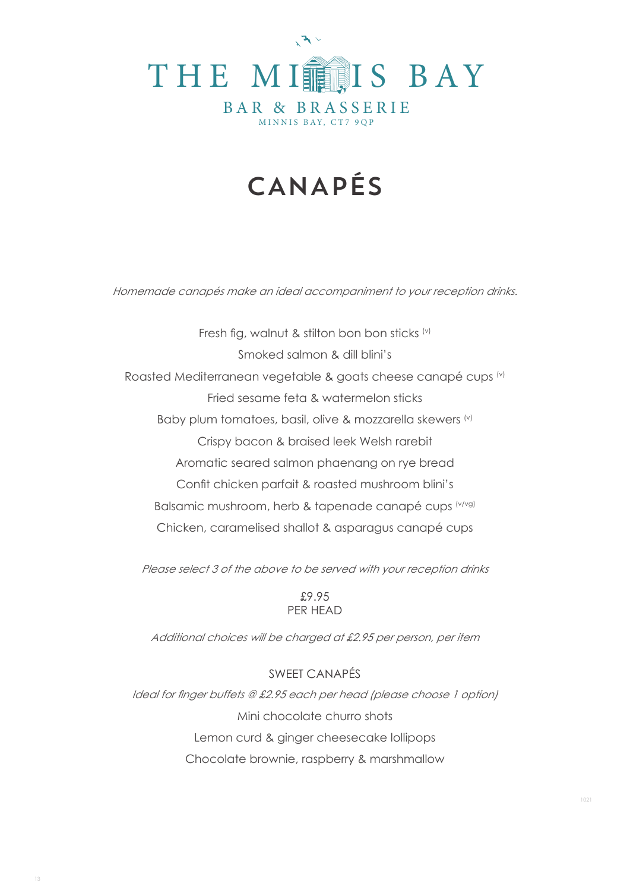# THE MINNIS BAY

BAR & BRASSERIE

MINNIS BAY, CT7 9QP

## CANAPÉS

*Homemade canapés make an ideal accompaniment to your reception drinks.*

Fresh fig, walnut & stilton bon bon sticks (v)

Smoked salmon & dill blini's

Roasted Mediterranean vegetable & goats cheese canapé cups (v)

Fried sesame feta & watermelon sticks

Baby plum tomatoes, basil, olive & mozzarella skewers (v)

Crispy bacon & braised leek Welsh rarebit

Aromatic seared salmon phaenang on rye bread

Confit chicken parfait & roasted mushroom blini's

Balsamic mushroom, herb & tapenade canapé cups (v/vg)

Chicken, caramelised shallot & asparagus canapé cups

*Please select 3 of the above to be served with your reception drinks*

£9.95
PER HEAD

*Additional choices will be charged at £2.95 per person, per item*

### SWEET CANAPÉS

*Ideal for finger buffets @ £2.95 each per head (please choose 1 option)*

Mini chocolate churro shots

Lemon curd & ginger cheesecake lollipops

Chocolate brownie, raspberry & marshmallow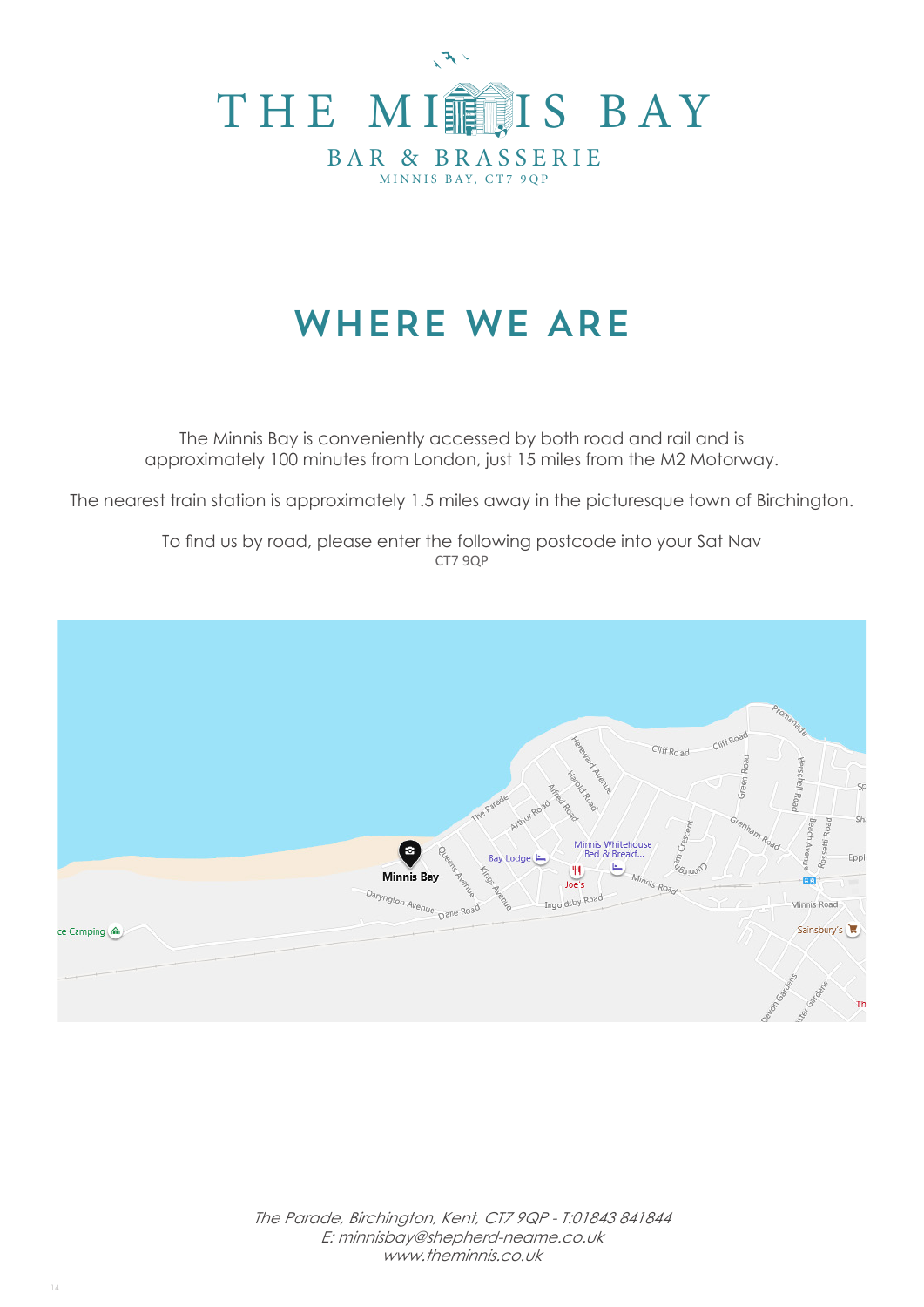# THE MINNIS BAY

BAR & BRASSERIE

MINNIS BAY, CT7 9QP

## WHERE WE ARE

The Minnis Bay is conveniently accessed by both road and rail and is approximately 100 minutes from London, just 15 miles from the M2 Motorway.

The nearest train station is approximately 1.5 miles away in the picturesque town of Birchington.

To find us by road, please enter the following postcode into your Sat Nav
CT7 9QP

*The Parade, Birchington, Kent, CT7 9QP - T:01843 841844*
*E: minnisbay@shepherd-neame.co.uk*
*www.theminnis.co.uk*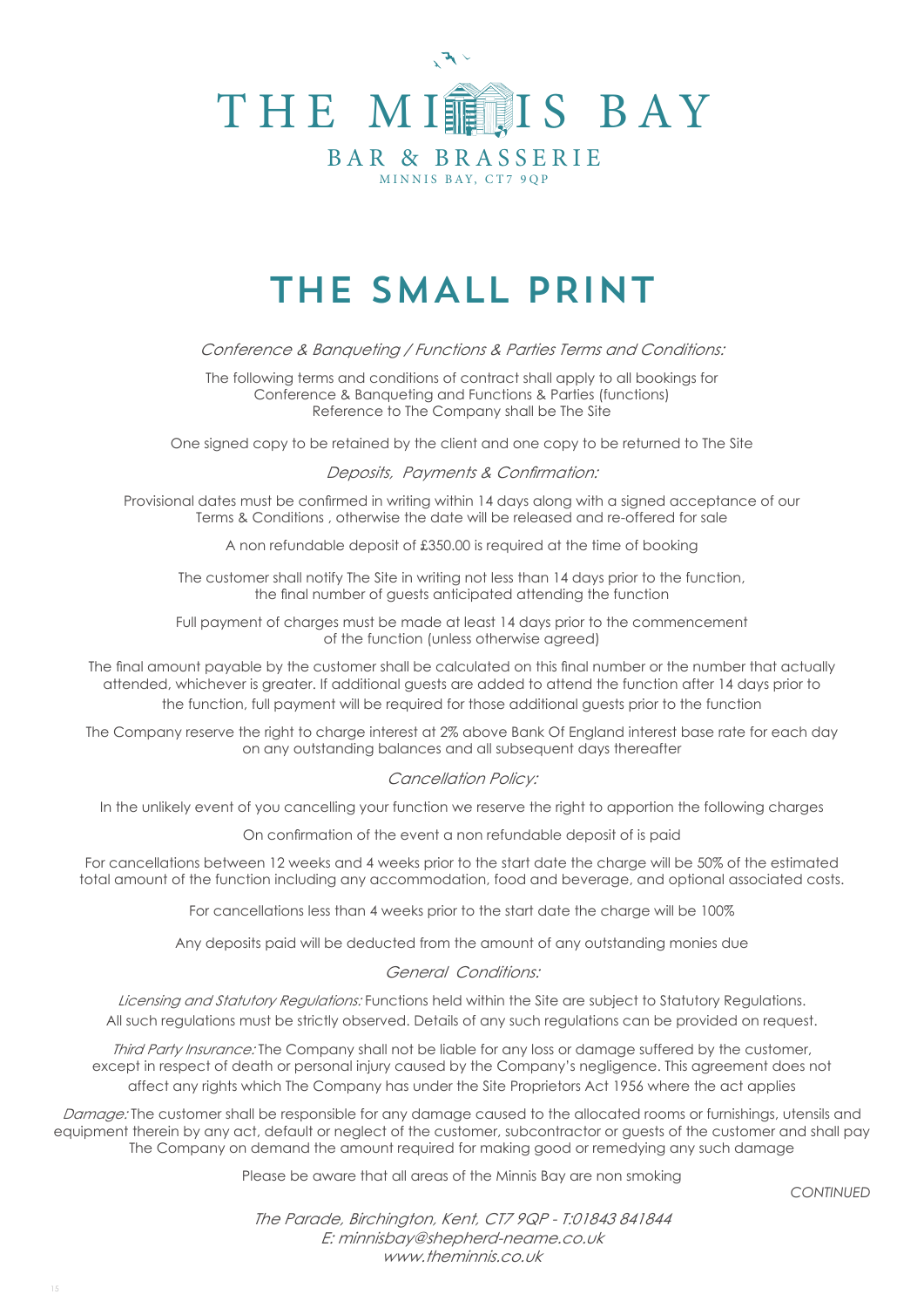# THE MINNIS BAY

## BAR & BRASSERIE

MINNIS BAY, CT7 9QP

# THE SMALL PRINT

*Conference & Banqueting / Functions & Parties Terms and Conditions:*

The following terms and conditions of contract shall apply to all bookings for Conference & Banqueting and Functions & Parties (functions)
Reference to The Company shall be The Site

One signed copy to be retained by the client and one copy to be returned to The Site

*Deposits, Payments & Confirmation:*

Provisional dates must be confirmed in writing within 14 days along with a signed acceptance of our Terms & Conditions , otherwise the date will be released and re-offered for sale

A non refundable deposit of £350.00 is required at the time of booking

The customer shall notify The Site in writing not less than 14 days prior to the function, the final number of guests anticipated attending the function

Full payment of charges must be made at least 14 days prior to the commencement of the function (unless otherwise agreed)

The final amount payable by the customer shall be calculated on this final number or the number that actually attended, whichever is greater. If additional guests are added to attend the function after 14 days prior to the function, full payment will be required for those additional guests prior to the function

The Company reserve the right to charge interest at 2% above Bank Of England interest base rate for each day on any outstanding balances and all subsequent days thereafter

*Cancellation Policy:*

In the unlikely event of you cancelling your function we reserve the right to apportion the following charges

On confirmation of the event a non refundable deposit of is paid

For cancellations between 12 weeks and 4 weeks prior to the start date the charge will be 50% of the estimated total amount of the function including any accommodation, food and beverage, and optional associated costs.

For cancellations less than 4 weeks prior to the start date the charge will be 100%

Any deposits paid will be deducted from the amount of any outstanding monies due

*General Conditions:*

*Licensing and Statutory Regulations:* Functions held within the Site are subject to Statutory Regulations. All such regulations must be strictly observed. Details of any such regulations can be provided on request.

*Third Party Insurance:* The Company shall not be liable for any loss or damage suffered by the customer, except in respect of death or personal injury caused by the Company's negligence. This agreement does not affect any rights which The Company has under the Site Proprietors Act 1956 where the act applies

*Damage:* The customer shall be responsible for any damage caused to the allocated rooms or furnishings, utensils and equipment therein by any act, default or neglect of the customer, subcontractor or guests of the customer and shall pay The Company on demand the amount required for making good or remedying any such damage

Please be aware that all areas of the Minnis Bay are non smoking

*CONTINUED*

*The Parade, Birchington, Kent, CT7 9QP - T:01843 841844*
*E: minnisbay@shepherd-neame.co.uk*
*www.theminnis.co.uk*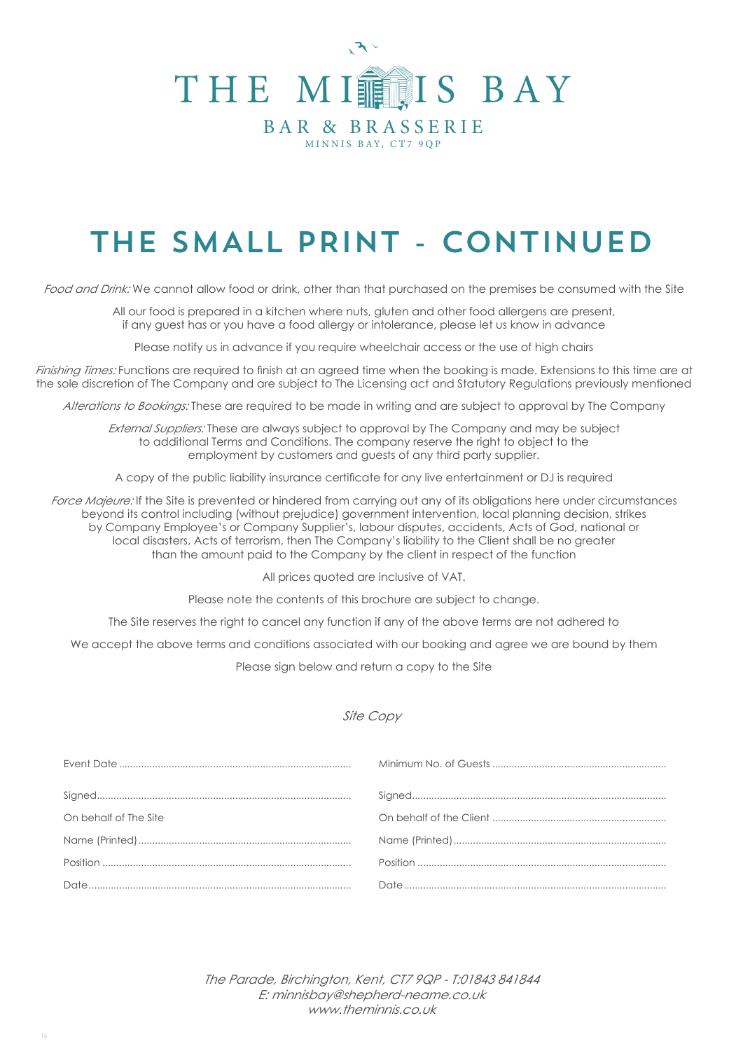# THE MINNIS BAY

## BAR & BRASSERIE

MINNIS BAY, CT7 9QP

# THE SMALL PRINT - CONTINUED

*Food and Drink:* We cannot allow food or drink, other than that purchased on the premises be consumed with the Site

All our food is prepared in a kitchen where nuts, gluten and other food allergens are present, if any guest has or you have a food allergy or intolerance, please let us know in advance

Please notify us in advance if you require wheelchair access or the use of high chairs

*Finishing Times:* Functions are required to finish at an agreed time when the booking is made. Extensions to this time are at the sole discretion of The Company and are subject to The Licensing act and Statutory Regulations previously mentioned

*Alterations to Bookings:* These are required to be made in writing and are subject to approval by The Company

*External Suppliers:* These are always subject to approval by The Company and may be subject to additional Terms and Conditions. The company reserve the right to object to the employment by customers and guests of any third party supplier.

A copy of the public liability insurance certificate for any live entertainment or DJ is required

*Force Majeure:* If the Site is prevented or hindered from carrying out any of its obligations here under circumstances beyond its control including (without prejudice) government intervention, local planning decision, strikes by Company Employee's or Company Supplier's, labour disputes, accidents, Acts of God, national or local disasters, Acts of terrorism, then The Company's liability to the Client shall be no greater than the amount paid to the Company by the client in respect of the function

All prices quoted are inclusive of VAT.

Please note the contents of this brochure are subject to change.

The Site reserves the right to cancel any function if any of the above terms are not adhered to

We accept the above terms and conditions associated with our booking and agree we are bound by them

Please sign below and return a copy to the Site

*Site Copy*

| | |
|---|---|
| Event Date ........................................ | Minimum No. of Guests ........................................ |
| Signed........................................ | Signed........................................ |
| On behalf of The Site | On behalf of the Client ........................................ |
| Name (Printed)........................................ | Name (Printed)........................................ |
| Position ........................................ | Position ........................................ |
| Date........................................ | Date........................................ |

*The Parade, Birchington, Kent, CT7 9QP - T:01843 841844*
*E: minnisbay@shepherd-neame.co.uk*
*www.theminnis.co.uk*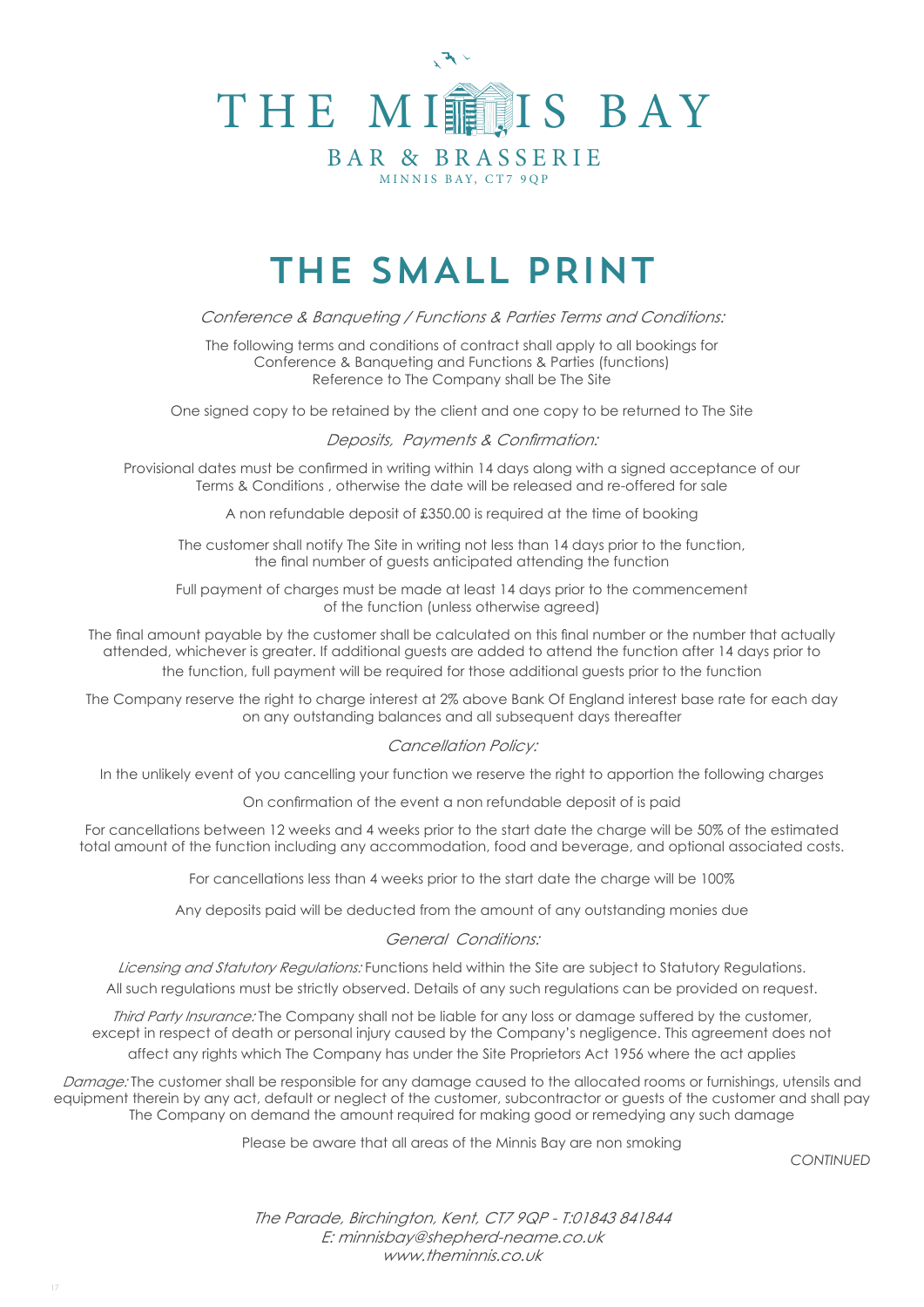# THE MINNIS BAY

BAR & BRASSERIE

MINNIS BAY, CT7 9QP

# THE SMALL PRINT

*Conference & Banqueting / Functions & Parties Terms and Conditions:*

The following terms and conditions of contract shall apply to all bookings for Conference & Banqueting and Functions & Parties (functions) Reference to The Company shall be The Site

One signed copy to be retained by the client and one copy to be returned to The Site

*Deposits, Payments & Confirmation:*

Provisional dates must be confirmed in writing within 14 days along with a signed acceptance of our Terms & Conditions , otherwise the date will be released and re-offered for sale

A non refundable deposit of £350.00 is required at the time of booking

The customer shall notify The Site in writing not less than 14 days prior to the function, the final number of guests anticipated attending the function

Full payment of charges must be made at least 14 days prior to the commencement of the function (unless otherwise agreed)

The final amount payable by the customer shall be calculated on this final number or the number that actually attended, whichever is greater. If additional guests are added to attend the function after 14 days prior to the function, full payment will be required for those additional guests prior to the function

The Company reserve the right to charge interest at 2% above Bank Of England interest base rate for each day on any outstanding balances and all subsequent days thereafter

*Cancellation Policy:*

In the unlikely event of you cancelling your function we reserve the right to apportion the following charges

On confirmation of the event a non refundable deposit of is paid

For cancellations between 12 weeks and 4 weeks prior to the start date the charge will be 50% of the estimated total amount of the function including any accommodation, food and beverage, and optional associated costs.

For cancellations less than 4 weeks prior to the start date the charge will be 100%

Any deposits paid will be deducted from the amount of any outstanding monies due

*General Conditions:*

*Licensing and Statutory Regulations:* Functions held within the Site are subject to Statutory Regulations. All such regulations must be strictly observed. Details of any such regulations can be provided on request.

*Third Party Insurance:* The Company shall not be liable for any loss or damage suffered by the customer, except in respect of death or personal injury caused by the Company's negligence. This agreement does not affect any rights which The Company has under the Site Proprietors Act 1956 where the act applies

*Damage:* The customer shall be responsible for any damage caused to the allocated rooms or furnishings, utensils and equipment therein by any act, default or neglect of the customer, subcontractor or guests of the customer and shall pay The Company on demand the amount required for making good or remedying any such damage

Please be aware that all areas of the Minnis Bay are non smoking

*CONTINUED*

*The Parade, Birchington, Kent, CT7 9QP - T:01843 841844*
*E: minnisbay@shepherd-neame.co.uk*
*www.theminnis.co.uk*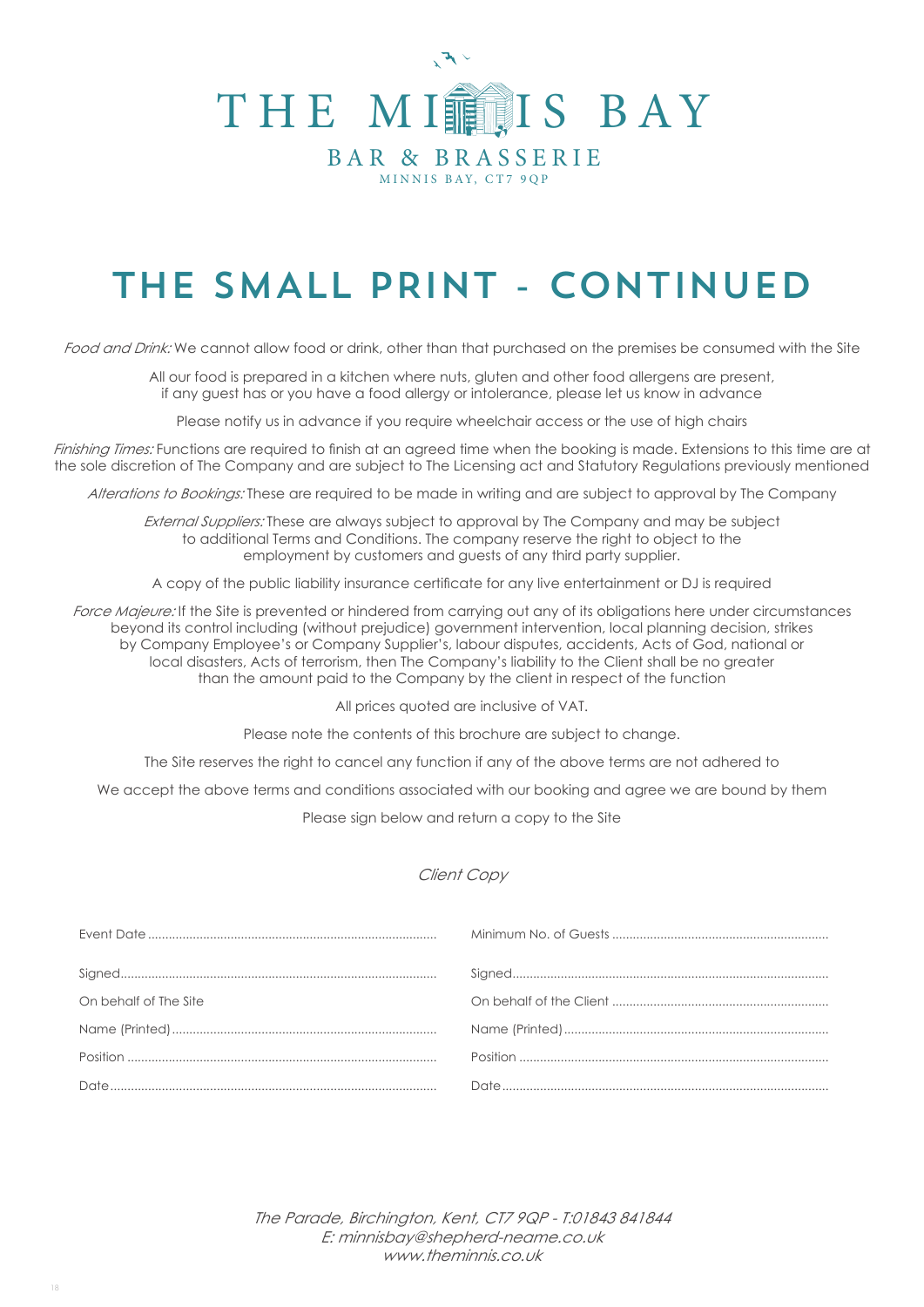THE MINNIS BAY

BAR & BRASSERIE

MINNIS BAY, CT7 9QP

# THE SMALL PRINT - CONTINUED

*Food and Drink:* We cannot allow food or drink, other than that purchased on the premises be consumed with the Site

All our food is prepared in a kitchen where nuts, gluten and other food allergens are present, if any guest has or you have a food allergy or intolerance, please let us know in advance

Please notify us in advance if you require wheelchair access or the use of high chairs

*Finishing Times:* Functions are required to finish at an agreed time when the booking is made. Extensions to this time are at the sole discretion of The Company and are subject to The Licensing act and Statutory Regulations previously mentioned

*Alterations to Bookings:* These are required to be made in writing and are subject to approval by The Company

*External Suppliers:* These are always subject to approval by The Company and may be subject to additional Terms and Conditions. The company reserve the right to object to the employment by customers and guests of any third party supplier.

A copy of the public liability insurance certificate for any live entertainment or DJ is required

*Force Majeure:* If the Site is prevented or hindered from carrying out any of its obligations here under circumstances beyond its control including (without prejudice) government intervention, local planning decision, strikes by Company Employee's or Company Supplier's, labour disputes, accidents, Acts of God, national or local disasters, Acts of terrorism, then The Company's liability to the Client shall be no greater than the amount paid to the Company by the client in respect of the function

All prices quoted are inclusive of VAT.

Please note the contents of this brochure are subject to change.

The Site reserves the right to cancel any function if any of the above terms are not adhered to

We accept the above terms and conditions associated with our booking and agree we are bound by them

Please sign below and return a copy to the Site

*Client Copy*

Event Date ..........................................................................................

Minimum No. of Guests ..........................................................................

Signed..........................................................................................

On behalf of The Site

Name (Printed)..........................................................................................

Position ..........................................................................................

Date..........................................................................................

Signed..........................................................................................

On behalf of the Client ..........................................................................

Name (Printed)..........................................................................................

Position ..........................................................................................

Date..........................................................................................

*The Parade, Birchington, Kent, CT7 9QP - T:01843 841844*
*E: minnisbay@shepherd-neame.co.uk*
*www.theminnis.co.uk*